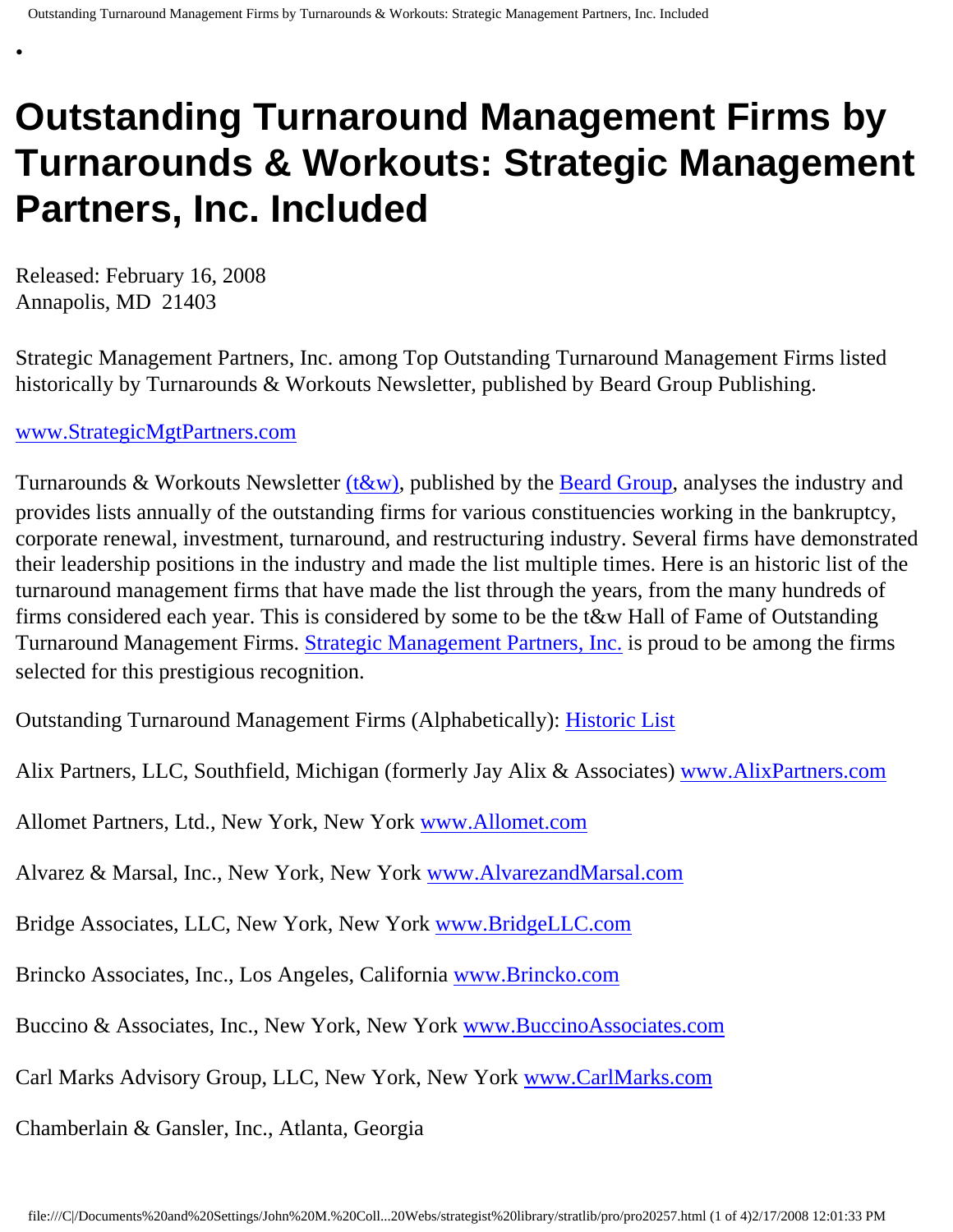# Outstanding Turnaround Management Firms by Turnarounds & Workouts: Strategic Management Partners, Inc. Included

Released: February 16, 2008
Annapolis, MD 21403

Strategic Management Partners, Inc. among Top Outstanding Turnaround Management Firms listed historically by Turnarounds & Workouts Newsletter, published by Beard Group Publishing.

www.StrategicMgtPartners.com

Turnarounds & Workouts Newsletter (t&w), published by the Beard Group, analyses the industry and provides lists annually of the outstanding firms for various constituencies working in the bankruptcy, corporate renewal, investment, turnaround, and restructuring industry. Several firms have demonstrated their leadership positions in the industry and made the list multiple times. Here is an historic list of the turnaround management firms that have made the list through the years, from the many hundreds of firms considered each year. This is considered by some to be the t&w Hall of Fame of Outstanding Turnaround Management Firms. Strategic Management Partners, Inc. is proud to be among the firms selected for this prestigious recognition.

Outstanding Turnaround Management Firms (Alphabetically): Historic List

Alix Partners, LLC, Southfield, Michigan (formerly Jay Alix & Associates) www.AlixPartners.com

Allomet Partners, Ltd., New York, New York www.Allomet.com

Alvarez & Marsal, Inc., New York, New York www.AlvarezandMarsal.com

Bridge Associates, LLC, New York, New York www.BridgeLLC.com

Brincko Associates, Inc., Los Angeles, California www.Brincko.com

Buccino & Associates, Inc., New York, New York www.BuccinoAssociates.com

Carl Marks Advisory Group, LLC, New York, New York www.CarlMarks.com

Chamberlain & Gansler, Inc., Atlanta, Georgia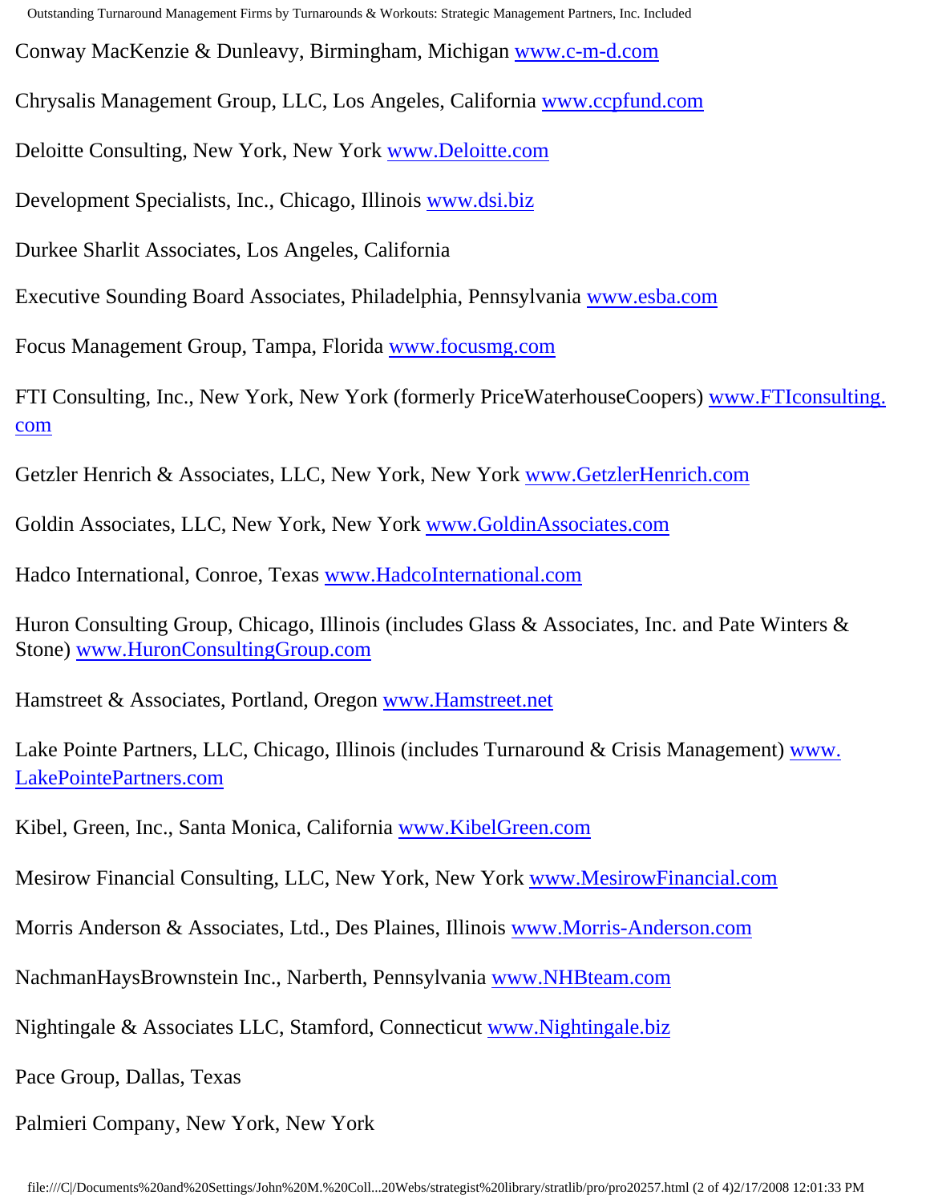Conway MacKenzie & Dunleavy, Birmingham, Michigan www.c-m-d.com

Chrysalis Management Group, LLC, Los Angeles, California www.ccpfund.com

Deloitte Consulting, New York, New York www.Deloitte.com

Development Specialists, Inc., Chicago, Illinois www.dsi.biz

Durkee Sharlit Associates, Los Angeles, California

Executive Sounding Board Associates, Philadelphia, Pennsylvania www.esba.com

Focus Management Group, Tampa, Florida www.focusmg.com

FTI Consulting, Inc., New York, New York (formerly PriceWaterhouseCoopers) www.FTIconsulting.com

Getzler Henrich & Associates, LLC, New York, New York www.GetzlerHenrich.com

Goldin Associates, LLC, New York, New York www.GoldinAssociates.com

Hadco International, Conroe, Texas www.HadcoInternational.com

Huron Consulting Group, Chicago, Illinois (includes Glass & Associates, Inc. and Pate Winters & Stone) www.HuronConsultingGroup.com

Hamstreet & Associates, Portland, Oregon www.Hamstreet.net

Lake Pointe Partners, LLC, Chicago, Illinois (includes Turnaround & Crisis Management) www.LakePointePartners.com

Kibel, Green, Inc., Santa Monica, California www.KibelGreen.com

Mesirow Financial Consulting, LLC, New York, New York www.MesirowFinancial.com

Morris Anderson & Associates, Ltd., Des Plaines, Illinois www.Morris-Anderson.com

NachmanHaysBrownstein Inc., Narberth, Pennsylvania www.NHBteam.com

Nightingale & Associates LLC, Stamford, Connecticut www.Nightingale.biz

Pace Group, Dallas, Texas

Palmieri Company, New York, New York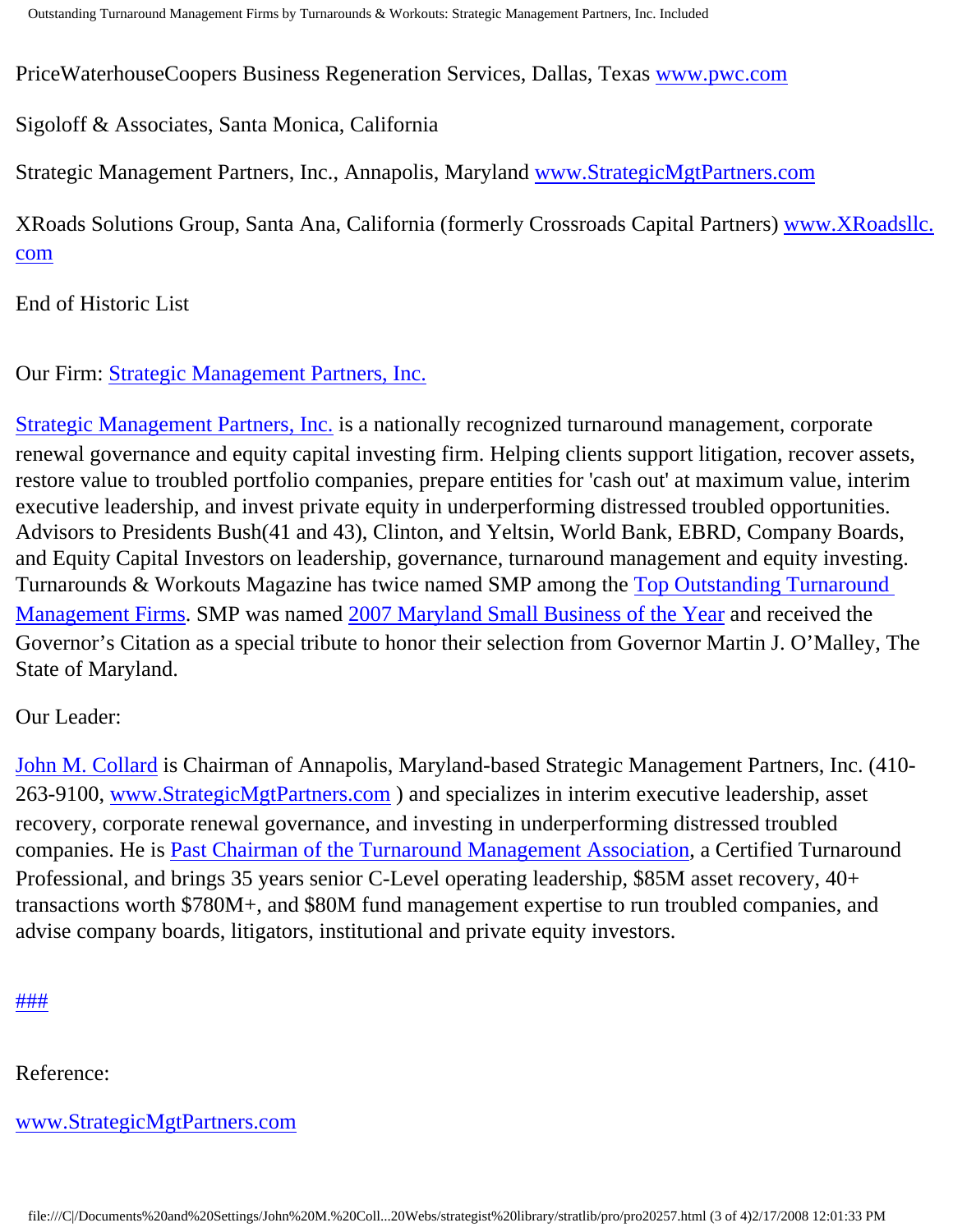PriceWaterhouseCoopers Business Regeneration Services, Dallas, Texas [www.pwc.com](http://www.pwc.com)

Sigoloff & Associates, Santa Monica, California

Strategic Management Partners, Inc., Annapolis, Maryland [www.StrategicMgtPartners.com](http://www.StrategicMgtPartners.com)

XRoads Solutions Group, Santa Ana, California (formerly Crossroads Capital Partners) [www.XRoadsllc.com](http://www.XRoadsllc.com)

End of Historic List

Our Firm: [Strategic Management Partners, Inc.](http://www.StrategicMgtPartners.com)

[Strategic Management Partners, Inc.](http://www.StrategicMgtPartners.com) is a nationally recognized turnaround management, corporate renewal governance and equity capital investing firm. Helping clients support litigation, recover assets, restore value to troubled portfolio companies, prepare entities for 'cash out' at maximum value, interim executive leadership, and invest private equity in underperforming distressed troubled opportunities. Advisors to Presidents Bush(41 and 43), Clinton, and Yeltsin, World Bank, EBRD, Company Boards, and Equity Capital Investors on leadership, governance, turnaround management and equity investing. Turnarounds & Workouts Magazine has twice named SMP among the Top Outstanding Turnaround Management Firms. SMP was named 2007 Maryland Small Business of the Year and received the Governor's Citation as a special tribute to honor their selection from Governor Martin J. O'Malley, The State of Maryland.

Our Leader:

John M. Collard is Chairman of Annapolis, Maryland-based Strategic Management Partners, Inc. (410-263-9100, [www.StrategicMgtPartners.com](http://www.StrategicMgtPartners.com) ) and specializes in interim executive leadership, asset recovery, corporate renewal governance, and investing in underperforming distressed troubled companies. He is Past Chairman of the Turnaround Management Association, a Certified Turnaround Professional, and brings 35 years senior C-Level operating leadership, $85M asset recovery, 40+ transactions worth $780M+, and $80M fund management expertise to run troubled companies, and advise company boards, litigators, institutional and private equity investors.

###

Reference:

[www.StrategicMgtPartners.com](http://www.StrategicMgtPartners.com)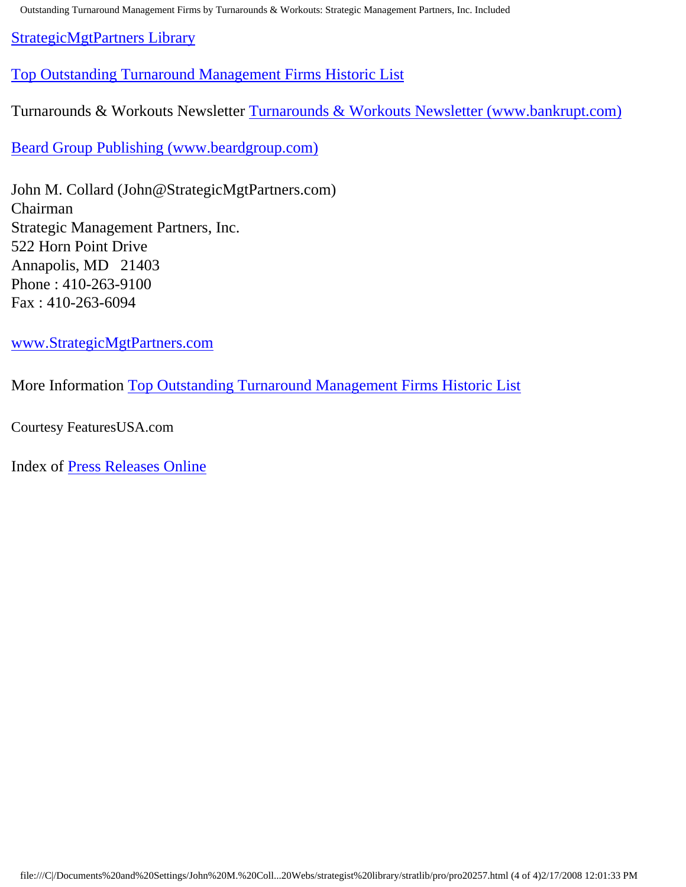StrategicMgtPartners Library

Top Outstanding Turnaround Management Firms Historic List

Turnarounds & Workouts Newsletter Turnarounds & Workouts Newsletter (www.bankrupt.com)

Beard Group Publishing (www.beardgroup.com)

John M. Collard (John@StrategicMgtPartners.com)
Chairman
Strategic Management Partners, Inc.
522 Horn Point Drive
Annapolis, MD 21403
Phone : 410-263-9100
Fax : 410-263-6094

www.StrategicMgtPartners.com

More Information Top Outstanding Turnaround Management Firms Historic List

Courtesy FeaturesUSA.com

Index of Press Releases Online